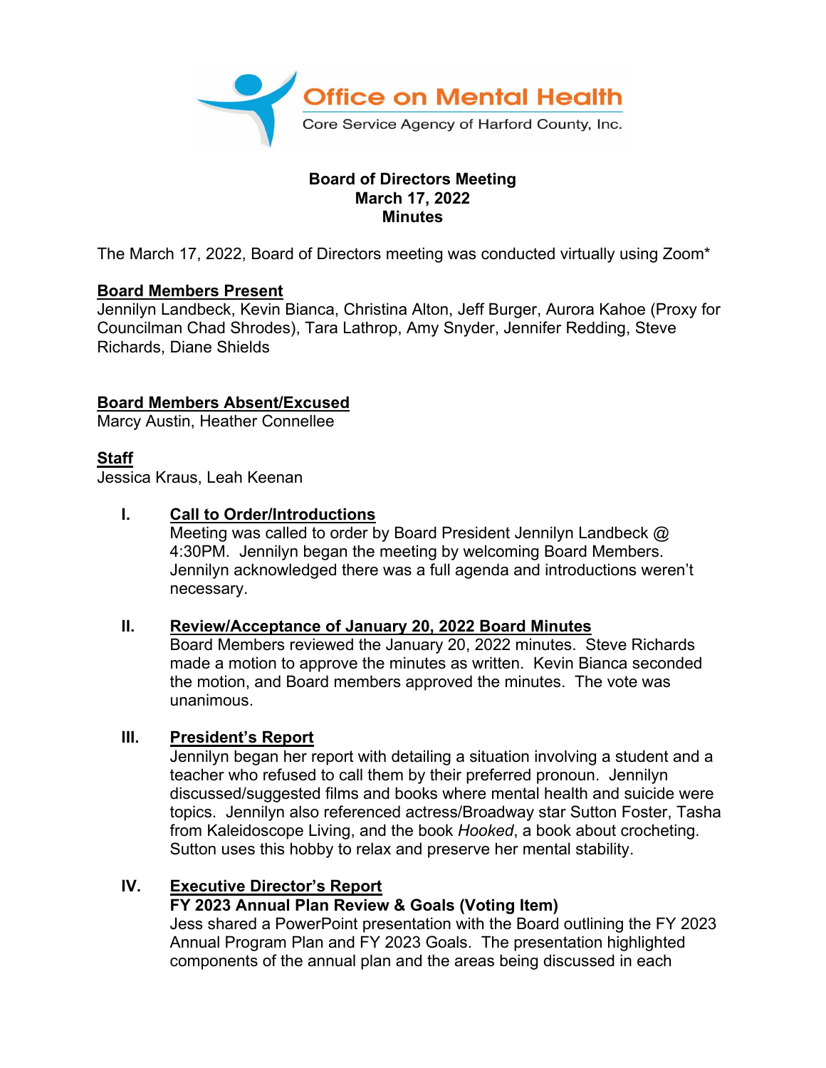Office on Mental Health

Core Service Agency of Harford County, Inc.

# Board of Directors Meeting
## March 17, 2022
## Minutes

The March 17, 2022, Board of Directors meeting was conducted virtually using Zoom*

**Board Members Present**
Jennilyn Landbeck, Kevin Bianca, Christina Alton, Jeff Burger, Aurora Kahoe (Proxy for Councilman Chad Shrodes), Tara Lathrop, Amy Snyder, Jennifer Redding, Steve Richards, Diane Shields

**Board Members Absent/Excused**
Marcy Austin, Heather Connellee

**Staff**
Jessica Kraus, Leah Keenan

I. **Call to Order/Introductions**
Meeting was called to order by Board President Jennilyn Landbeck @ 4:30PM. Jennilyn began the meeting by welcoming Board Members. Jennilyn acknowledged there was a full agenda and introductions weren't necessary.

II. **Review/Acceptance of January 20, 2022 Board Minutes**
Board Members reviewed the January 20, 2022 minutes. Steve Richards made a motion to approve the minutes as written. Kevin Bianca seconded the motion, and Board members approved the minutes. The vote was unanimous.

III. **President's Report**
Jennilyn began her report with detailing a situation involving a student and a teacher who refused to call them by their preferred pronoun. Jennilyn discussed/suggested films and books where mental health and suicide were topics. Jennilyn also referenced actress/Broadway star Sutton Foster, Tasha from Kaleidoscope Living, and the book *Hooked*, a book about crocheting. Sutton uses this hobby to relax and preserve her mental stability.

IV. **Executive Director's Report**
**FY 2023 Annual Plan Review & Goals (Voting Item)**
Jess shared a PowerPoint presentation with the Board outlining the FY 2023 Annual Program Plan and FY 2023 Goals. The presentation highlighted components of the annual plan and the areas being discussed in each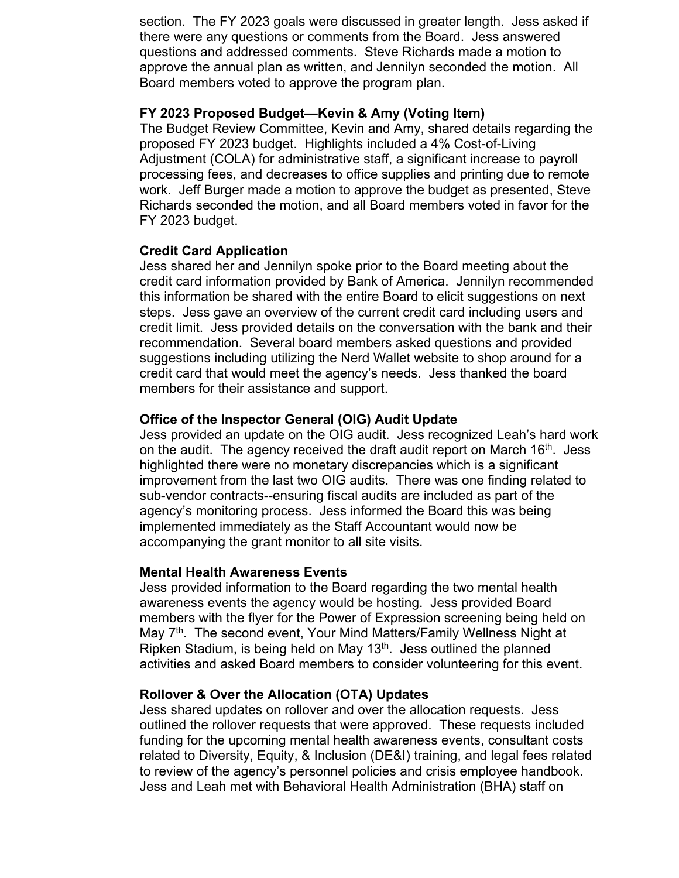section. The FY 2023 goals were discussed in greater length. Jess asked if there were any questions or comments from the Board. Jess answered questions and addressed comments. Steve Richards made a motion to approve the annual plan as written, and Jennilyn seconded the motion. All Board members voted to approve the program plan.

**FY 2023 Proposed Budget—Kevin & Amy (Voting Item)**
The Budget Review Committee, Kevin and Amy, shared details regarding the proposed FY 2023 budget. Highlights included a 4% Cost-of-Living Adjustment (COLA) for administrative staff, a significant increase to payroll processing fees, and decreases to office supplies and printing due to remote work. Jeff Burger made a motion to approve the budget as presented, Steve Richards seconded the motion, and all Board members voted in favor for the FY 2023 budget.

**Credit Card Application**
Jess shared her and Jennilyn spoke prior to the Board meeting about the credit card information provided by Bank of America. Jennilyn recommended this information be shared with the entire Board to elicit suggestions on next steps. Jess gave an overview of the current credit card including users and credit limit. Jess provided details on the conversation with the bank and their recommendation. Several board members asked questions and provided suggestions including utilizing the Nerd Wallet website to shop around for a credit card that would meet the agency's needs. Jess thanked the board members for their assistance and support.

**Office of the Inspector General (OIG) Audit Update**
Jess provided an update on the OIG audit. Jess recognized Leah's hard work on the audit. The agency received the draft audit report on March 16th. Jess highlighted there were no monetary discrepancies which is a significant improvement from the last two OIG audits. There was one finding related to sub-vendor contracts--ensuring fiscal audits are included as part of the agency's monitoring process. Jess informed the Board this was being implemented immediately as the Staff Accountant would now be accompanying the grant monitor to all site visits.

**Mental Health Awareness Events**
Jess provided information to the Board regarding the two mental health awareness events the agency would be hosting. Jess provided Board members with the flyer for the Power of Expression screening being held on May 7th. The second event, Your Mind Matters/Family Wellness Night at Ripken Stadium, is being held on May 13th. Jess outlined the planned activities and asked Board members to consider volunteering for this event.

**Rollover & Over the Allocation (OTA) Updates**
Jess shared updates on rollover and over the allocation requests. Jess outlined the rollover requests that were approved. These requests included funding for the upcoming mental health awareness events, consultant costs related to Diversity, Equity, & Inclusion (DE&I) training, and legal fees related to review of the agency's personnel policies and crisis employee handbook. Jess and Leah met with Behavioral Health Administration (BHA) staff on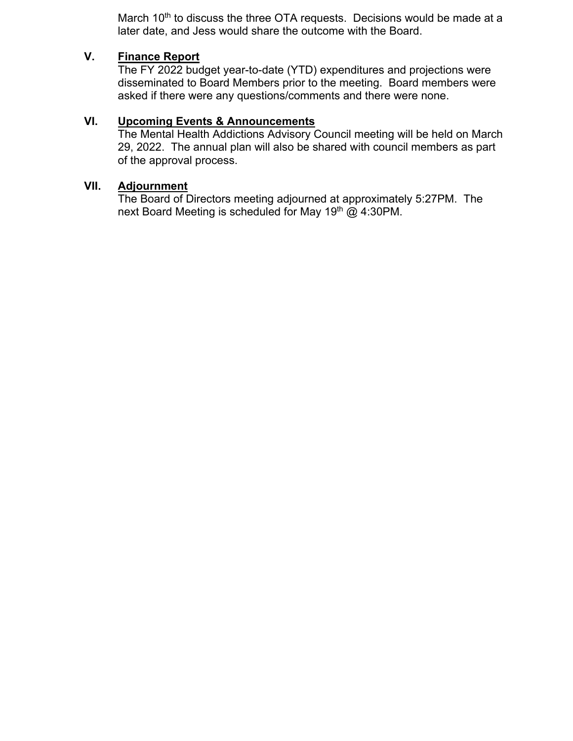March 10th to discuss the three OTA requests. Decisions would be made at a later date, and Jess would share the outcome with the Board.

## V. Finance Report

The FY 2022 budget year-to-date (YTD) expenditures and projections were disseminated to Board Members prior to the meeting. Board members were asked if there were any questions/comments and there were none.

## VI. Upcoming Events & Announcements

The Mental Health Addictions Advisory Council meeting will be held on March 29, 2022. The annual plan will also be shared with council members as part of the approval process.

## VII. Adjournment

The Board of Directors meeting adjourned at approximately 5:27PM. The next Board Meeting is scheduled for May 19th @ 4:30PM.